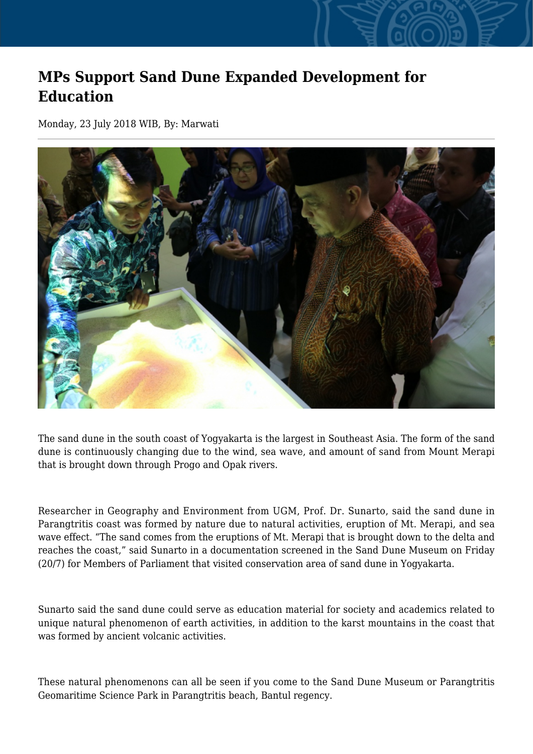# MPs Support Sand Dune Expanded Development for Education

Monday, 23 July 2018 WIB, By: Marwati

The sand dune in the south coast of Yogyakarta is the largest in Southeast Asia. The form of the sand dune is continuously changing due to the wind, sea wave, and amount of sand from Mount Merapi that is brought down through Progo and Opak rivers.

Researcher in Geography and Environment from UGM, Prof. Dr. Sunarto, said the sand dune in Parangtritis coast was formed by nature due to natural activities, eruption of Mt. Merapi, and sea wave effect. "The sand comes from the eruptions of Mt. Merapi that is brought down to the delta and reaches the coast," said Sunarto in a documentation screened in the Sand Dune Museum on Friday (20/7) for Members of Parliament that visited conservation area of sand dune in Yogyakarta.

Sunarto said the sand dune could serve as education material for society and academics related to unique natural phenomenon of earth activities, in addition to the karst mountains in the coast that was formed by ancient volcanic activities.

These natural phenomenons can all be seen if you come to the Sand Dune Museum or Parangtritis Geomaritime Science Park in Parangtritis beach, Bantul regency.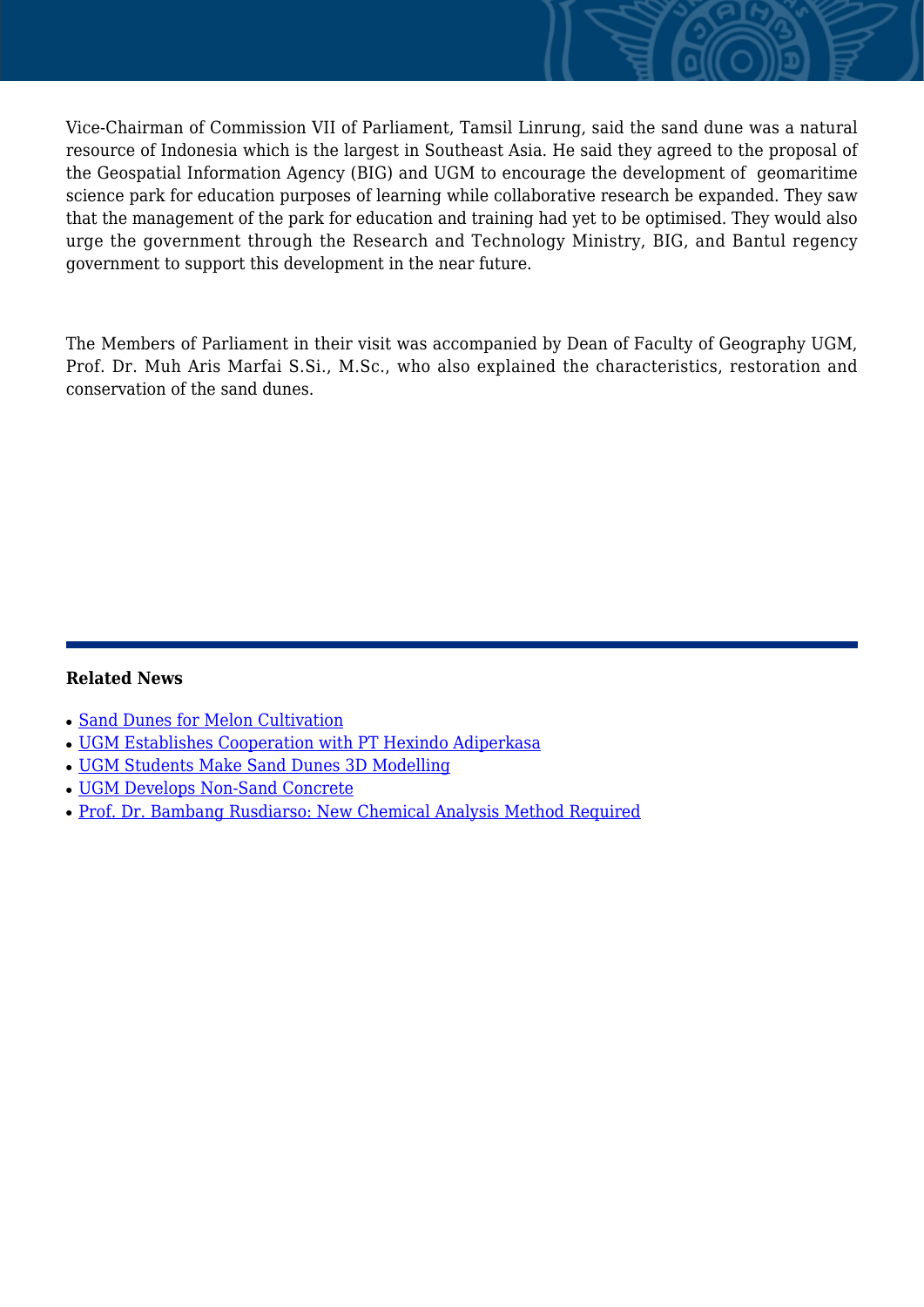Vice-Chairman of Commission VII of Parliament, Tamsil Linrung, said the sand dune was a natural resource of Indonesia which is the largest in Southeast Asia. He said they agreed to the proposal of the Geospatial Information Agency (BIG) and UGM to encourage the development of geomaritime science park for education purposes of learning while collaborative research be expanded. They saw that the management of the park for education and training had yet to be optimised. They would also urge the government through the Research and Technology Ministry, BIG, and Bantul regency government to support this development in the near future.

The Members of Parliament in their visit was accompanied by Dean of Faculty of Geography UGM, Prof. Dr. Muh Aris Marfai S.Si., M.Sc., who also explained the characteristics, restoration and conservation of the sand dunes.

---

**Related News**

- Sand Dunes for Melon Cultivation
- UGM Establishes Cooperation with PT Hexindo Adiperkasa
- UGM Students Make Sand Dunes 3D Modelling
- UGM Develops Non-Sand Concrete
- Prof. Dr. Bambang Rusdiarso: New Chemical Analysis Method Required